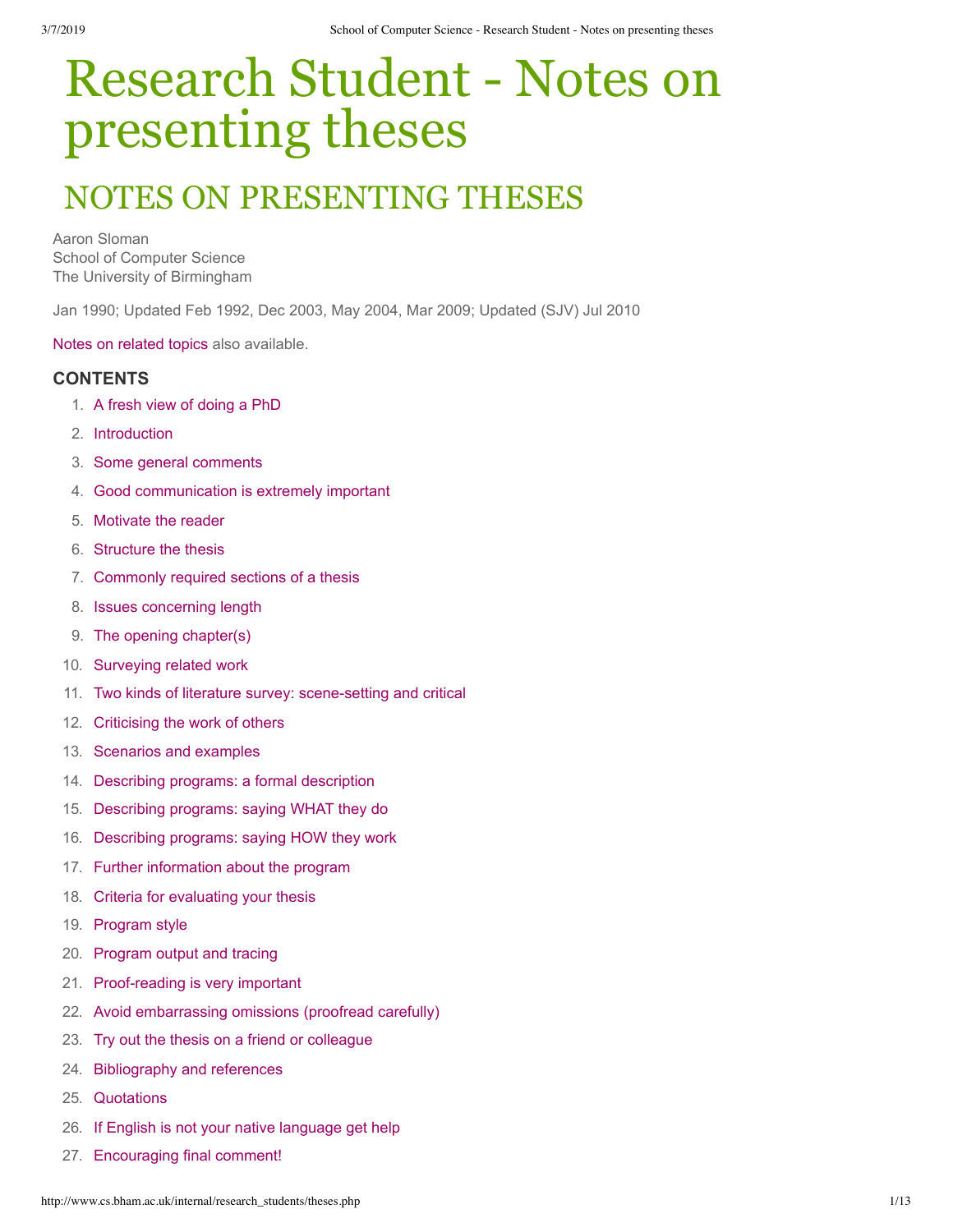# Research Student - Notes on presenting theses

## NOTES ON PRESENTING THESES

Aaron Sloman
School of Computer Science
The University of Birmingham

Jan 1990; Updated Feb 1992, Dec 2003, May 2004, Mar 2009; Updated (SJV) Jul 2010

Notes on related topics also available.

### CONTENTS

1. A fresh view of doing a PhD
2. Introduction
3. Some general comments
4. Good communication is extremely important
5. Motivate the reader
6. Structure the thesis
7. Commonly required sections of a thesis
8. Issues concerning length
9. The opening chapter(s)
10. Surveying related work
11. Two kinds of literature survey: scene-setting and critical
12. Criticising the work of others
13. Scenarios and examples
14. Describing programs: a formal description
15. Describing programs: saying WHAT they do
16. Describing programs: saying HOW they work
17. Further information about the program
18. Criteria for evaluating your thesis
19. Program style
20. Program output and tracing
21. Proof-reading is very important
22. Avoid embarrassing omissions (proofread carefully)
23. Try out the thesis on a friend or colleague
24. Bibliography and references
25. Quotations
26. If English is not your native language get help
27. Encouraging final comment!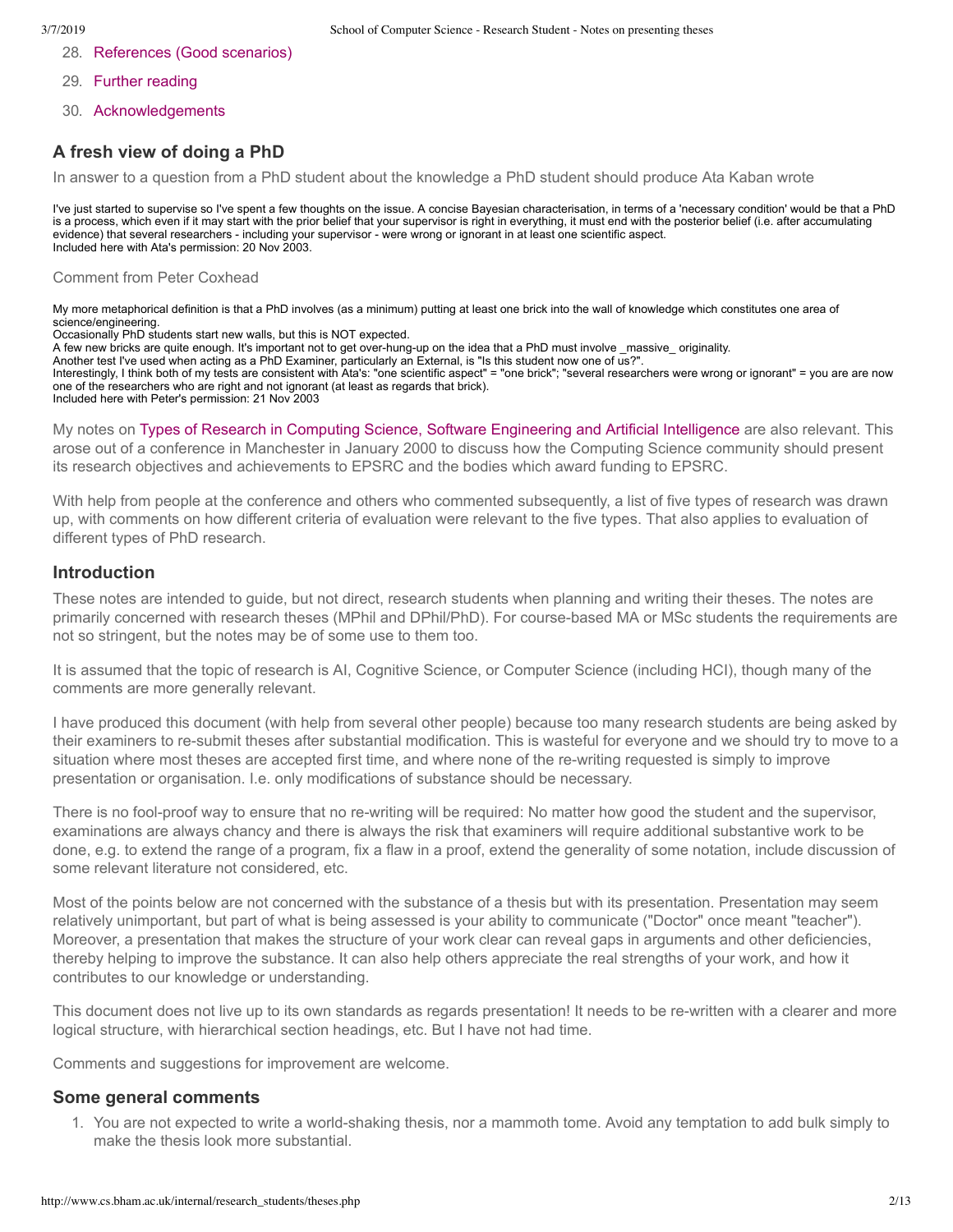28. References (Good scenarios)
29. Further reading
30. Acknowledgements

## A fresh view of doing a PhD

In answer to a question from a PhD student about the knowledge a PhD student should produce Ata Kaban wrote

I've just started to supervise so I've spent a few thoughts on the issue. A concise Bayesian characterisation, in terms of a 'necessary condition' would be that a PhD is a process, which even if it may start with the prior belief that your supervisor is right in everything, it must end with the posterior belief (i.e. after accumulating evidence) that several researchers - including your supervisor - were wrong or ignorant in at least one scientific aspect.
Included here with Ata's permission: 20 Nov 2003.

Comment from Peter Coxhead

My more metaphorical definition is that a PhD involves (as a minimum) putting at least one brick into the wall of knowledge which constitutes one area of science/engineering.
Occasionally PhD students start new walls, but this is NOT expected.
A few new bricks are quite enough. It's important not to get over-hung-up on the idea that a PhD must involve _massive_ originality.
Another test I've used when acting as a PhD Examiner, particularly an External, is "Is this student now one of us?".
Interestingly, I think both of my tests are consistent with Ata's: "one scientific aspect" = "one brick"; "several researchers were wrong or ignorant" = you are are now one of the researchers who are right and not ignorant (at least as regards that brick).
Included here with Peter's permission: 21 Nov 2003

My notes on Types of Research in Computing Science, Software Engineering and Artificial Intelligence are also relevant. This arose out of a conference in Manchester in January 2000 to discuss how the Computing Science community should present its research objectives and achievements to EPSRC and the bodies which award funding to EPSRC.

With help from people at the conference and others who commented subsequently, a list of five types of research was drawn up, with comments on how different criteria of evaluation were relevant to the five types. That also applies to evaluation of different types of PhD research.

## Introduction

These notes are intended to guide, but not direct, research students when planning and writing their theses. The notes are primarily concerned with research theses (MPhil and DPhil/PhD). For course-based MA or MSc students the requirements are not so stringent, but the notes may be of some use to them too.

It is assumed that the topic of research is AI, Cognitive Science, or Computer Science (including HCI), though many of the comments are more generally relevant.

I have produced this document (with help from several other people) because too many research students are being asked by their examiners to re-submit theses after substantial modification. This is wasteful for everyone and we should try to move to a situation where most theses are accepted first time, and where none of the re-writing requested is simply to improve presentation or organisation. I.e. only modifications of substance should be necessary.

There is no fool-proof way to ensure that no re-writing will be required: No matter how good the student and the supervisor, examinations are always chancy and there is always the risk that examiners will require additional substantive work to be done, e.g. to extend the range of a program, fix a flaw in a proof, extend the generality of some notation, include discussion of some relevant literature not considered, etc.

Most of the points below are not concerned with the substance of a thesis but with its presentation. Presentation may seem relatively unimportant, but part of what is being assessed is your ability to communicate ("Doctor" once meant "teacher"). Moreover, a presentation that makes the structure of your work clear can reveal gaps in arguments and other deficiencies, thereby helping to improve the substance. It can also help others appreciate the real strengths of your work, and how it contributes to our knowledge or understanding.

This document does not live up to its own standards as regards presentation! It needs to be re-written with a clearer and more logical structure, with hierarchical section headings, etc. But I have not had time.

Comments and suggestions for improvement are welcome.

## Some general comments

1. You are not expected to write a world-shaking thesis, nor a mammoth tome. Avoid any temptation to add bulk simply to make the thesis look more substantial.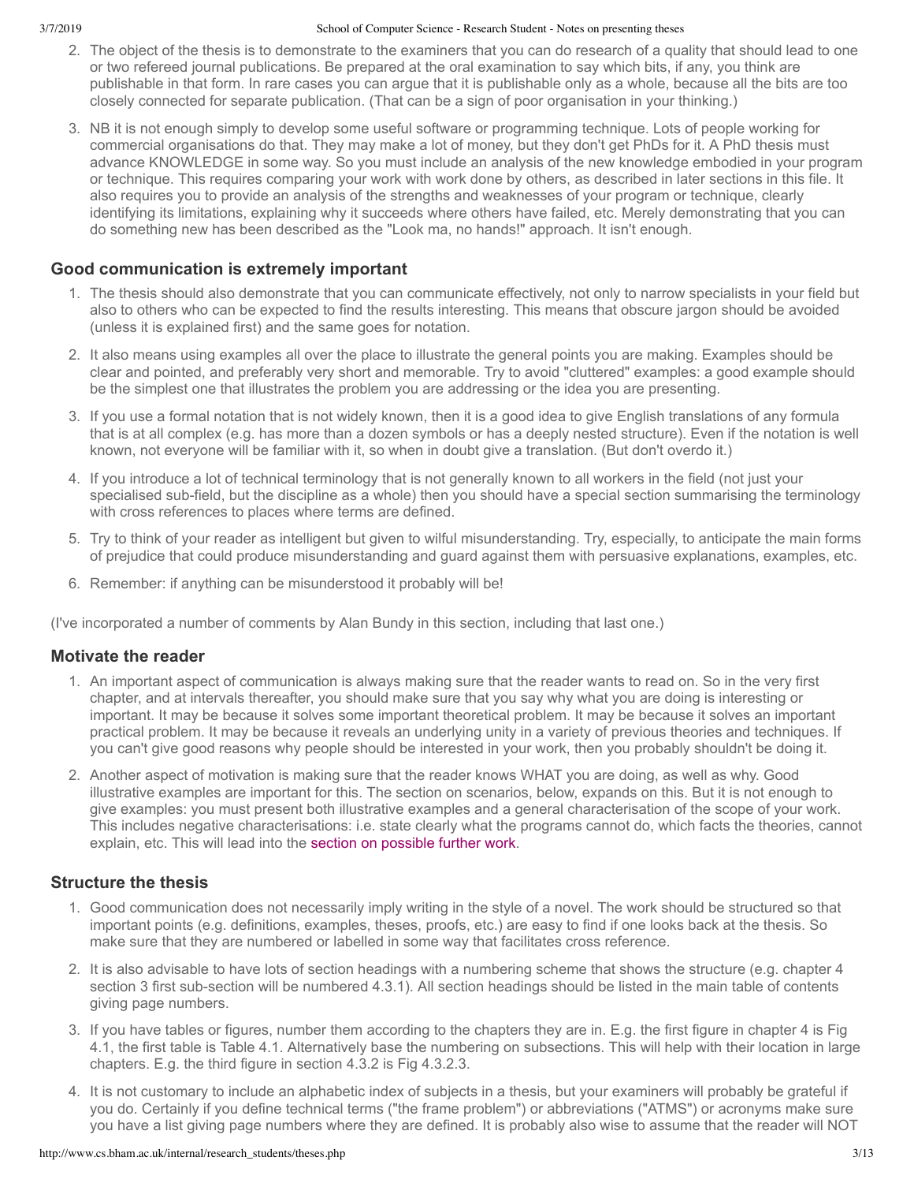2. The object of the thesis is to demonstrate to the examiners that you can do research of a quality that should lead to one or two refereed journal publications. Be prepared at the oral examination to say which bits, if any, you think are publishable in that form. In rare cases you can argue that it is publishable only as a whole, because all the bits are too closely connected for separate publication. (That can be a sign of poor organisation in your thinking.)

3. NB it is not enough simply to develop some useful software or programming technique. Lots of people working for commercial organisations do that. They may make a lot of money, but they don't get PhDs for it. A PhD thesis must advance KNOWLEDGE in some way. So you must include an analysis of the new knowledge embodied in your program or technique. This requires comparing your work with work done by others, as described in later sections in this file. It also requires you to provide an analysis of the strengths and weaknesses of your program or technique, clearly identifying its limitations, explaining why it succeeds where others have failed, etc. Merely demonstrating that you can do something new has been described as the "Look ma, no hands!" approach. It isn't enough.

### Good communication is extremely important

1. The thesis should also demonstrate that you can communicate effectively, not only to narrow specialists in your field but also to others who can be expected to find the results interesting. This means that obscure jargon should be avoided (unless it is explained first) and the same goes for notation.

2. It also means using examples all over the place to illustrate the general points you are making. Examples should be clear and pointed, and preferably very short and memorable. Try to avoid "cluttered" examples: a good example should be the simplest one that illustrates the problem you are addressing or the idea you are presenting.

3. If you use a formal notation that is not widely known, then it is a good idea to give English translations of any formula that is at all complex (e.g. has more than a dozen symbols or has a deeply nested structure). Even if the notation is well known, not everyone will be familiar with it, so when in doubt give a translation. (But don't overdo it.)

4. If you introduce a lot of technical terminology that is not generally known to all workers in the field (not just your specialised sub-field, but the discipline as a whole) then you should have a special section summarising the terminology with cross references to places where terms are defined.

5. Try to think of your reader as intelligent but given to wilful misunderstanding. Try, especially, to anticipate the main forms of prejudice that could produce misunderstanding and guard against them with persuasive explanations, examples, etc.

6. Remember: if anything can be misunderstood it probably will be!

(I've incorporated a number of comments by Alan Bundy in this section, including that last one.)

### Motivate the reader

1. An important aspect of communication is always making sure that the reader wants to read on. So in the very first chapter, and at intervals thereafter, you should make sure that you say why what you are doing is interesting or important. It may be because it solves some important theoretical problem. It may be because it solves an important practical problem. It may be because it reveals an underlying unity in a variety of previous theories and techniques. If you can't give good reasons why people should be interested in your work, then you probably shouldn't be doing it.

2. Another aspect of motivation is making sure that the reader knows WHAT you are doing, as well as why. Good illustrative examples are important for this. The section on scenarios, below, expands on this. But it is not enough to give examples: you must present both illustrative examples and a general characterisation of the scope of your work. This includes negative characterisations: i.e. state clearly what the programs cannot do, which facts the theories, cannot explain, etc. This will lead into the section on possible further work.

### Structure the thesis

1. Good communication does not necessarily imply writing in the style of a novel. The work should be structured so that important points (e.g. definitions, examples, theses, proofs, etc.) are easy to find if one looks back at the thesis. So make sure that they are numbered or labelled in some way that facilitates cross reference.

2. It is also advisable to have lots of section headings with a numbering scheme that shows the structure (e.g. chapter 4 section 3 first sub-section will be numbered 4.3.1). All section headings should be listed in the main table of contents giving page numbers.

3. If you have tables or figures, number them according to the chapters they are in. E.g. the first figure in chapter 4 is Fig 4.1, the first table is Table 4.1. Alternatively base the numbering on subsections. This will help with their location in large chapters. E.g. the third figure in section 4.3.2 is Fig 4.3.2.3.

4. It is not customary to include an alphabetic index of subjects in a thesis, but your examiners will probably be grateful if you do. Certainly if you define technical terms ("the frame problem") or abbreviations ("ATMS") or acronyms make sure you have a list giving page numbers where they are defined. It is probably also wise to assume that the reader will NOT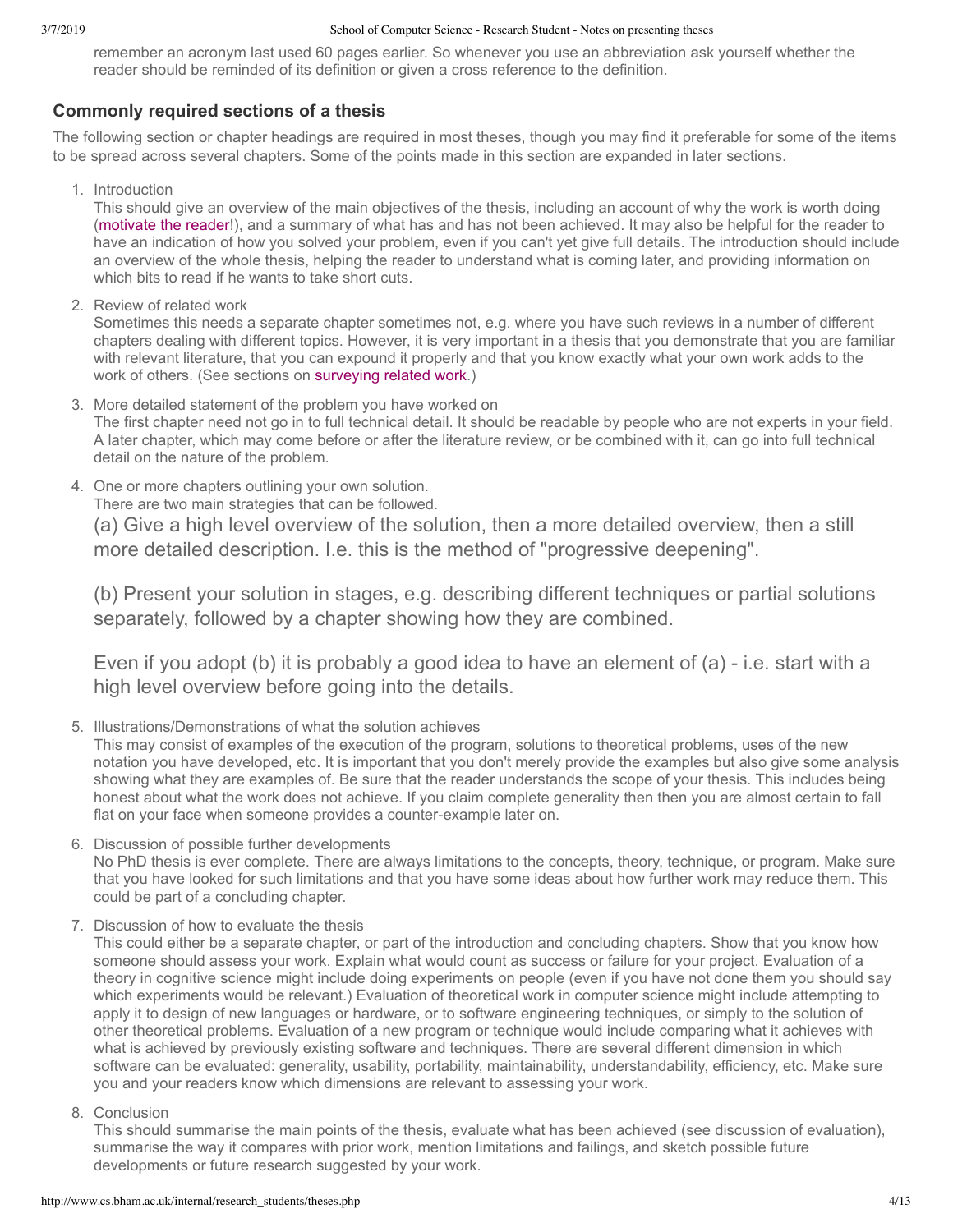remember an acronym last used 60 pages earlier. So whenever you use an abbreviation ask yourself whether the reader should be reminded of its definition or given a cross reference to the definition.

### Commonly required sections of a thesis

The following section or chapter headings are required in most theses, though you may find it preferable for some of the items to be spread across several chapters. Some of the points made in this section are expanded in later sections.

1. Introduction
   This should give an overview of the main objectives of the thesis, including an account of why the work is worth doing (motivate the reader!), and a summary of what has and has not been achieved. It may also be helpful for the reader to have an indication of how you solved your problem, even if you can't yet give full details. The introduction should include an overview of the whole thesis, helping the reader to understand what is coming later, and providing information on which bits to read if he wants to take short cuts.
2. Review of related work
   Sometimes this needs a separate chapter sometimes not, e.g. where you have such reviews in a number of different chapters dealing with different topics. However, it is very important in a thesis that you demonstrate that you are familiar with relevant literature, that you can expound it properly and that you know exactly what your own work adds to the work of others. (See sections on surveying related work.)
3. More detailed statement of the problem you have worked on
   The first chapter need not go in to full technical detail. It should be readable by people who are not experts in your field. A later chapter, which may come before or after the literature review, or be combined with it, can go into full technical detail on the nature of the problem.
4. One or more chapters outlining your own solution.
   There are two main strategies that can be followed.

   (a) Give a high level overview of the solution, then a more detailed overview, then a still more detailed description. I.e. this is the method of "progressive deepening".

   (b) Present your solution in stages, e.g. describing different techniques or partial solutions separately, followed by a chapter showing how they are combined.

   Even if you adopt (b) it is probably a good idea to have an element of (a) - i.e. start with a high level overview before going into the details.
5. Illustrations/Demonstrations of what the solution achieves
   This may consist of examples of the execution of the program, solutions to theoretical problems, uses of the new notation you have developed, etc. It is important that you don't merely provide the examples but also give some analysis showing what they are examples of. Be sure that the reader understands the scope of your thesis. This includes being honest about what the work does not achieve. If you claim complete generality then then you are almost certain to fall flat on your face when someone provides a counter-example later on.
6. Discussion of possible further developments
   No PhD thesis is ever complete. There are always limitations to the concepts, theory, technique, or program. Make sure that you have looked for such limitations and that you have some ideas about how further work may reduce them. This could be part of a concluding chapter.
7. Discussion of how to evaluate the thesis
   This could either be a separate chapter, or part of the introduction and concluding chapters. Show that you know how someone should assess your work. Explain what would count as success or failure for your project. Evaluation of a theory in cognitive science might include doing experiments on people (even if you have not done them you should say which experiments would be relevant.) Evaluation of theoretical work in computer science might include attempting to apply it to design of new languages or hardware, or to software engineering techniques, or simply to the solution of other theoretical problems. Evaluation of a new program or technique would include comparing what it achieves with what is achieved by previously existing software and techniques. There are several different dimension in which software can be evaluated: generality, usability, portability, maintainability, understandability, efficiency, etc. Make sure you and your readers know which dimensions are relevant to assessing your work.
8. Conclusion
   This should summarise the main points of the thesis, evaluate what has been achieved (see discussion of evaluation), summarise the way it compares with prior work, mention limitations and failings, and sketch possible future developments or future research suggested by your work.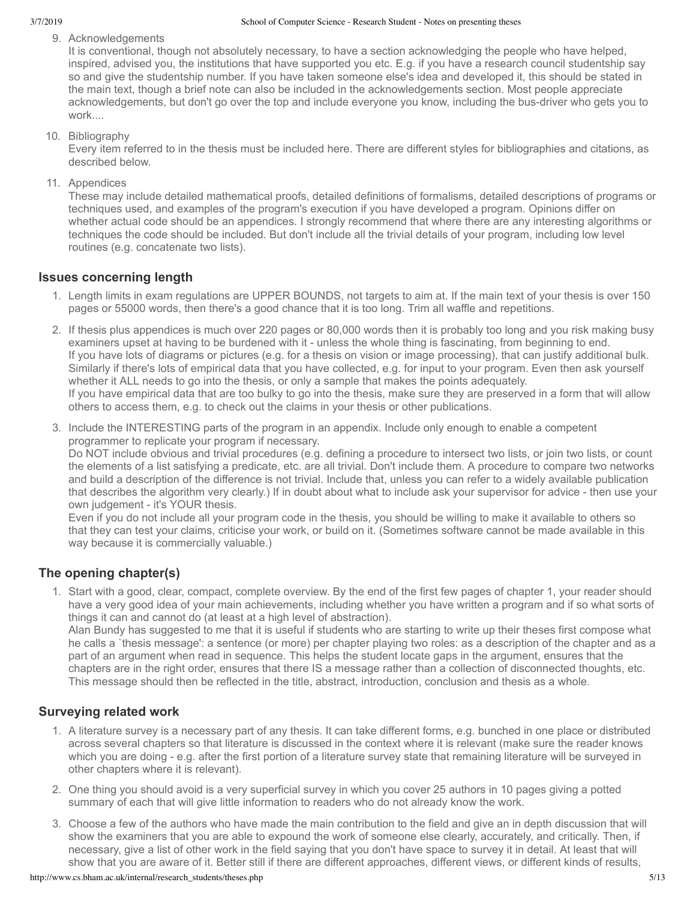9. Acknowledgements
   It is conventional, though not absolutely necessary, to have a section acknowledging the people who have helped, inspired, advised you, the institutions that have supported you etc. E.g. if you have a research council studentship say so and give the studentship number. If you have taken someone else's idea and developed it, this should be stated in the main text, though a brief note can also be included in the acknowledgements section. Most people appreciate acknowledgements, but don't go over the top and include everyone you know, including the bus-driver who gets you to work....

10. Bibliography
    Every item referred to in the thesis must be included here. There are different styles for bibliographies and citations, as described below.

11. Appendices
    These may include detailed mathematical proofs, detailed definitions of formalisms, detailed descriptions of programs or techniques used, and examples of the program's execution if you have developed a program. Opinions differ on whether actual code should be an appendices. I strongly recommend that where there are any interesting algorithms or techniques the code should be included. But don't include all the trivial details of your program, including low level routines (e.g. concatenate two lists).

### Issues concerning length

1. Length limits in exam regulations are UPPER BOUNDS, not targets to aim at. If the main text of your thesis is over 150 pages or 55000 words, then there's a good chance that it is too long. Trim all waffle and repetitions.

2. If thesis plus appendices is much over 220 pages or 80,000 words then it is probably too long and you risk making busy examiners upset at having to be burdened with it - unless the whole thing is fascinating, from beginning to end.
   If you have lots of diagrams or pictures (e.g. for a thesis on vision or image processing), that can justify additional bulk. Similarly if there's lots of empirical data that you have collected, e.g. for input to your program. Even then ask yourself whether it ALL needs to go into the thesis, or only a sample that makes the points adequately.
   If you have empirical data that are too bulky to go into the thesis, make sure they are preserved in a form that will allow others to access them, e.g. to check out the claims in your thesis or other publications.

3. Include the INTERESTING parts of the program in an appendix. Include only enough to enable a competent programmer to replicate your program if necessary.
   Do NOT include obvious and trivial procedures (e.g. defining a procedure to intersect two lists, or join two lists, or count the elements of a list satisfying a predicate, etc. are all trivial. Don't include them. A procedure to compare two networks and build a description of the difference is not trivial. Include that, unless you can refer to a widely available publication that describes the algorithm very clearly.) If in doubt about what to include ask your supervisor for advice - then use your own judgement - it's YOUR thesis.
   Even if you do not include all your program code in the thesis, you should be willing to make it available to others so that they can test your claims, criticise your work, or build on it. (Sometimes software cannot be made available in this way because it is commercially valuable.)

### The opening chapter(s)

1. Start with a good, clear, compact, complete overview. By the end of the first few pages of chapter 1, your reader should have a very good idea of your main achievements, including whether you have written a program and if so what sorts of things it can and cannot do (at least at a high level of abstraction).
   Alan Bundy has suggested to me that it is useful if students who are starting to write up their theses first compose what he calls a `thesis message': a sentence (or more) per chapter playing two roles: as a description of the chapter and as a part of an argument when read in sequence. This helps the student locate gaps in the argument, ensures that the chapters are in the right order, ensures that there IS a message rather than a collection of disconnected thoughts, etc. This message should then be reflected in the title, abstract, introduction, conclusion and thesis as a whole.

### Surveying related work

1. A literature survey is a necessary part of any thesis. It can take different forms, e.g. bunched in one place or distributed across several chapters so that literature is discussed in the context where it is relevant (make sure the reader knows which you are doing - e.g. after the first portion of a literature survey state that remaining literature will be surveyed in other chapters where it is relevant).

2. One thing you should avoid is a very superficial survey in which you cover 25 authors in 10 pages giving a potted summary of each that will give little information to readers who do not already know the work.

3. Choose a few of the authors who have made the main contribution to the field and give an in depth discussion that will show the examiners that you are able to expound the work of someone else clearly, accurately, and critically. Then, if necessary, give a list of other work in the field saying that you don't have space to survey it in detail. At least that will show that you are aware of it. Better still if there are different approaches, different views, or different kinds of results,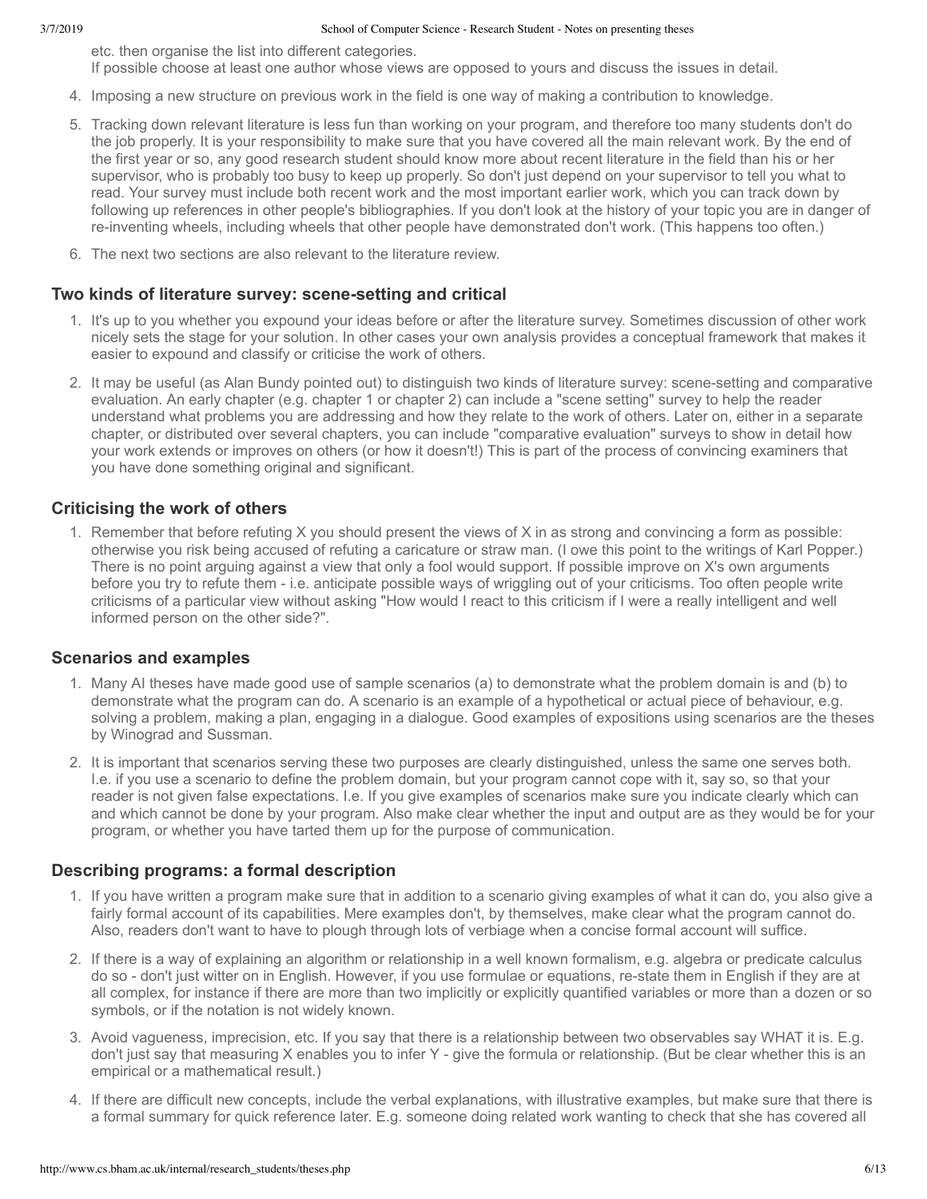etc. then organise the list into different categories.
If possible choose at least one author whose views are opposed to yours and discuss the issues in detail.

4. Imposing a new structure on previous work in the field is one way of making a contribution to knowledge.
5. Tracking down relevant literature is less fun than working on your program, and therefore too many students don't do the job properly. It is your responsibility to make sure that you have covered all the main relevant work. By the end of the first year or so, any good research student should know more about recent literature in the field than his or her supervisor, who is probably too busy to keep up properly. So don't just depend on your supervisor to tell you what to read. Your survey must include both recent work and the most important earlier work, which you can track down by following up references in other people's bibliographies. If you don't look at the history of your topic you are in danger of re-inventing wheels, including wheels that other people have demonstrated don't work. (This happens too often.)
6. The next two sections are also relevant to the literature review.

### Two kinds of literature survey: scene-setting and critical

1. It's up to you whether you expound your ideas before or after the literature survey. Sometimes discussion of other work nicely sets the stage for your solution. In other cases your own analysis provides a conceptual framework that makes it easier to expound and classify or criticise the work of others.
2. It may be useful (as Alan Bundy pointed out) to distinguish two kinds of literature survey: scene-setting and comparative evaluation. An early chapter (e.g. chapter 1 or chapter 2) can include a "scene setting" survey to help the reader understand what problems you are addressing and how they relate to the work of others. Later on, either in a separate chapter, or distributed over several chapters, you can include "comparative evaluation" surveys to show in detail how your work extends or improves on others (or how it doesn't!) This is part of the process of convincing examiners that you have done something original and significant.

### Criticising the work of others

1. Remember that before refuting X you should present the views of X in as strong and convincing a form as possible: otherwise you risk being accused of refuting a caricature or straw man. (I owe this point to the writings of Karl Popper.) There is no point arguing against a view that only a fool would support. If possible improve on X's own arguments before you try to refute them - i.e. anticipate possible ways of wriggling out of your criticisms. Too often people write criticisms of a particular view without asking "How would I react to this criticism if I were a really intelligent and well informed person on the other side?".

### Scenarios and examples

1. Many AI theses have made good use of sample scenarios (a) to demonstrate what the problem domain is and (b) to demonstrate what the program can do. A scenario is an example of a hypothetical or actual piece of behaviour, e.g. solving a problem, making a plan, engaging in a dialogue. Good examples of expositions using scenarios are the theses by Winograd and Sussman.
2. It is important that scenarios serving these two purposes are clearly distinguished, unless the same one serves both. I.e. if you use a scenario to define the problem domain, but your program cannot cope with it, say so, so that your reader is not given false expectations. I.e. If you give examples of scenarios make sure you indicate clearly which can and which cannot be done by your program. Also make clear whether the input and output are as they would be for your program, or whether you have tarted them up for the purpose of communication.

### Describing programs: a formal description

1. If you have written a program make sure that in addition to a scenario giving examples of what it can do, you also give a fairly formal account of its capabilities. Mere examples don't, by themselves, make clear what the program cannot do. Also, readers don't want to have to plough through lots of verbiage when a concise formal account will suffice.
2. If there is a way of explaining an algorithm or relationship in a well known formalism, e.g. algebra or predicate calculus do so - don't just witter on in English. However, if you use formulae or equations, re-state them in English if they are at all complex, for instance if there are more than two implicitly or explicitly quantified variables or more than a dozen or so symbols, or if the notation is not widely known.
3. Avoid vagueness, imprecision, etc. If you say that there is a relationship between two observables say WHAT it is. E.g. don't just say that measuring X enables you to infer Y - give the formula or relationship. (But be clear whether this is an empirical or a mathematical result.)
4. If there are difficult new concepts, include the verbal explanations, with illustrative examples, but make sure that there is a formal summary for quick reference later. E.g. someone doing related work wanting to check that she has covered all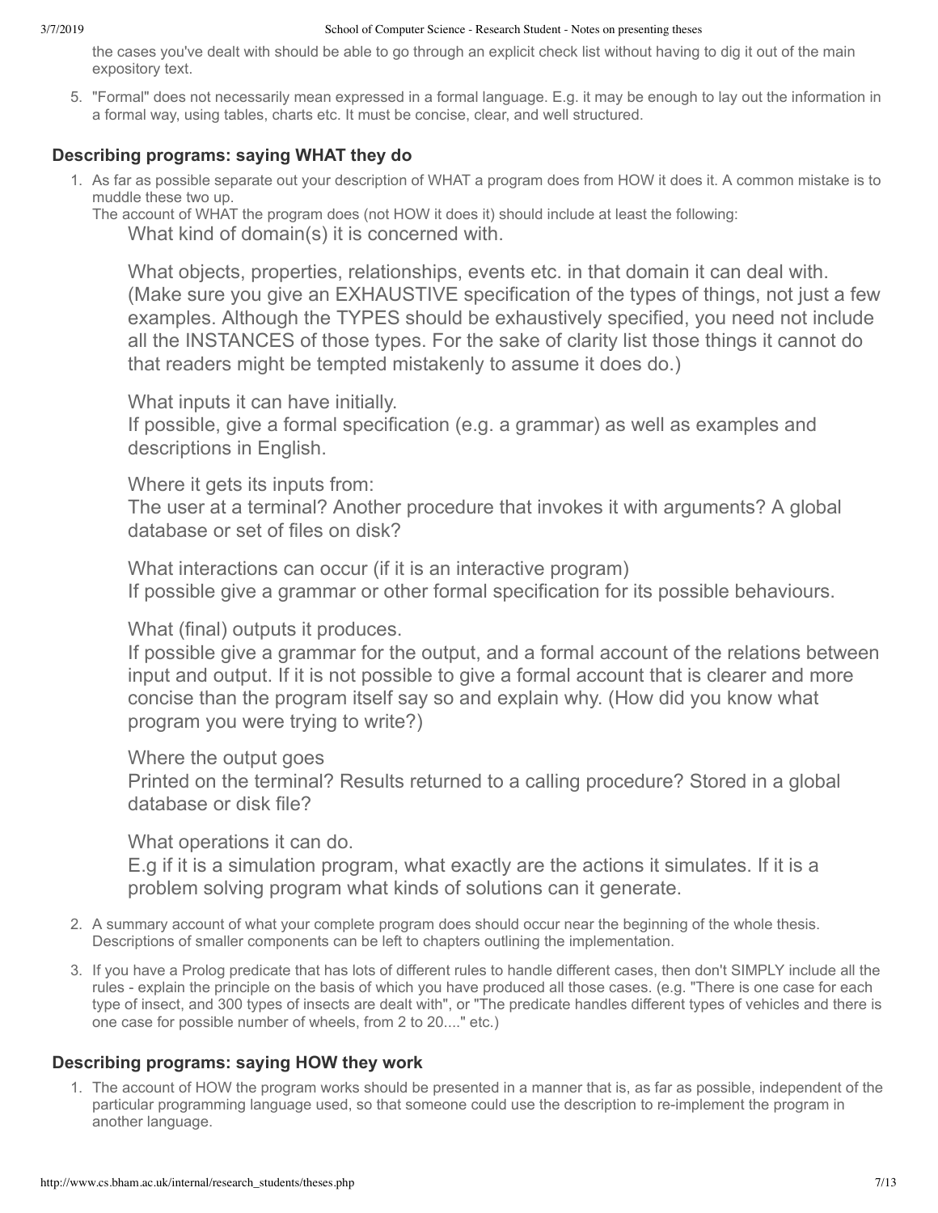the cases you've dealt with should be able to go through an explicit check list without having to dig it out of the main expository text.

5. "Formal" does not necessarily mean expressed in a formal language. E.g. it may be enough to lay out the information in a formal way, using tables, charts etc. It must be concise, clear, and well structured.

### Describing programs: saying WHAT they do

1. As far as possible separate out your description of WHAT a program does from HOW it does it. A common mistake is to muddle these two up.
   The account of WHAT the program does (not HOW it does it) should include at least the following:

   What kind of domain(s) it is concerned with.

   What objects, properties, relationships, events etc. in that domain it can deal with. (Make sure you give an EXHAUSTIVE specification of the types of things, not just a few examples. Although the TYPES should be exhaustively specified, you need not include all the INSTANCES of those types. For the sake of clarity list those things it cannot do that readers might be tempted mistakenly to assume it does do.)

   What inputs it can have initially.
   If possible, give a formal specification (e.g. a grammar) as well as examples and descriptions in English.

   Where it gets its inputs from:
   The user at a terminal? Another procedure that invokes it with arguments? A global database or set of files on disk?

   What interactions can occur (if it is an interactive program)
   If possible give a grammar or other formal specification for its possible behaviours.

   What (final) outputs it produces.
   If possible give a grammar for the output, and a formal account of the relations between input and output. If it is not possible to give a formal account that is clearer and more concise than the program itself say so and explain why. (How did you know what program you were trying to write?)

   Where the output goes
   Printed on the terminal? Results returned to a calling procedure? Stored in a global database or disk file?

   What operations it can do.
   E.g if it is a simulation program, what exactly are the actions it simulates. If it is a problem solving program what kinds of solutions can it generate.

2. A summary account of what your complete program does should occur near the beginning of the whole thesis. Descriptions of smaller components can be left to chapters outlining the implementation.

3. If you have a Prolog predicate that has lots of different rules to handle different cases, then don't SIMPLY include all the rules - explain the principle on the basis of which you have produced all those cases. (e.g. "There is one case for each type of insect, and 300 types of insects are dealt with", or "The predicate handles different types of vehicles and there is one case for possible number of wheels, from 2 to 20...." etc.)

### Describing programs: saying HOW they work

1. The account of HOW the program works should be presented in a manner that is, as far as possible, independent of the particular programming language used, so that someone could use the description to re-implement the program in another language.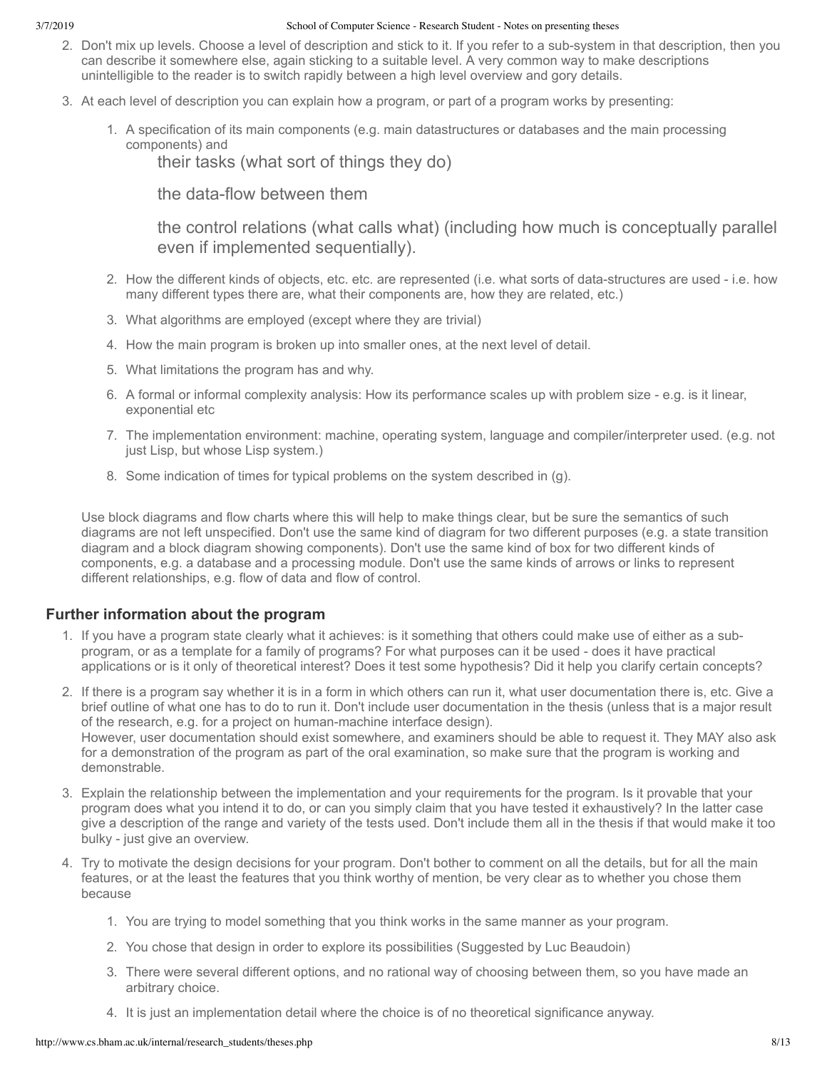2. Don't mix up levels. Choose a level of description and stick to it. If you refer to a sub-system in that description, then you can describe it somewhere else, again sticking to a suitable level. A very common way to make descriptions unintelligible to the reader is to switch rapidly between a high level overview and gory details.

3. At each level of description you can explain how a program, or part of a program works by presenting:

    1. A specification of its main components (e.g. main datastructures or databases and the main processing components) and

        their tasks (what sort of things they do)

        the data-flow between them

        the control relations (what calls what) (including how much is conceptually parallel even if implemented sequentially).

    2. How the different kinds of objects, etc. etc. are represented (i.e. what sorts of data-structures are used - i.e. how many different types there are, what their components are, how they are related, etc.)

    3. What algorithms are employed (except where they are trivial)

    4. How the main program is broken up into smaller ones, at the next level of detail.

    5. What limitations the program has and why.

    6. A formal or informal complexity analysis: How its performance scales up with problem size - e.g. is it linear, exponential etc

    7. The implementation environment: machine, operating system, language and compiler/interpreter used. (e.g. not just Lisp, but whose Lisp system.)

    8. Some indication of times for typical problems on the system described in (g).

    Use block diagrams and flow charts where this will help to make things clear, but be sure the semantics of such diagrams are not left unspecified. Don't use the same kind of diagram for two different purposes (e.g. a state transition diagram and a block diagram showing components). Don't use the same kind of box for two different kinds of components, e.g. a database and a processing module. Don't use the same kinds of arrows or links to represent different relationships, e.g. flow of data and flow of control.

### Further information about the program

1. If you have a program state clearly what it achieves: is it something that others could make use of either as a sub-program, or as a template for a family of programs? For what purposes can it be used - does it have practical applications or is it only of theoretical interest? Does it test some hypothesis? Did it help you clarify certain concepts?

2. If there is a program say whether it is in a form in which others can run it, what user documentation there is, etc. Give a brief outline of what one has to do to run it. Don't include user documentation in the thesis (unless that is a major result of the research, e.g. for a project on human-machine interface design).
   However, user documentation should exist somewhere, and examiners should be able to request it. They MAY also ask for a demonstration of the program as part of the oral examination, so make sure that the program is working and demonstrable.

3. Explain the relationship between the implementation and your requirements for the program. Is it provable that your program does what you intend it to do, or can you simply claim that you have tested it exhaustively? In the latter case give a description of the range and variety of the tests used. Don't include them all in the thesis if that would make it too bulky - just give an overview.

4. Try to motivate the design decisions for your program. Don't bother to comment on all the details, but for all the main features, or at the least the features that you think worthy of mention, be very clear as to whether you chose them because

    1. You are trying to model something that you think works in the same manner as your program.

    2. You chose that design in order to explore its possibilities (Suggested by Luc Beaudoin)

    3. There were several different options, and no rational way of choosing between them, so you have made an arbitrary choice.

    4. It is just an implementation detail where the choice is of no theoretical significance anyway.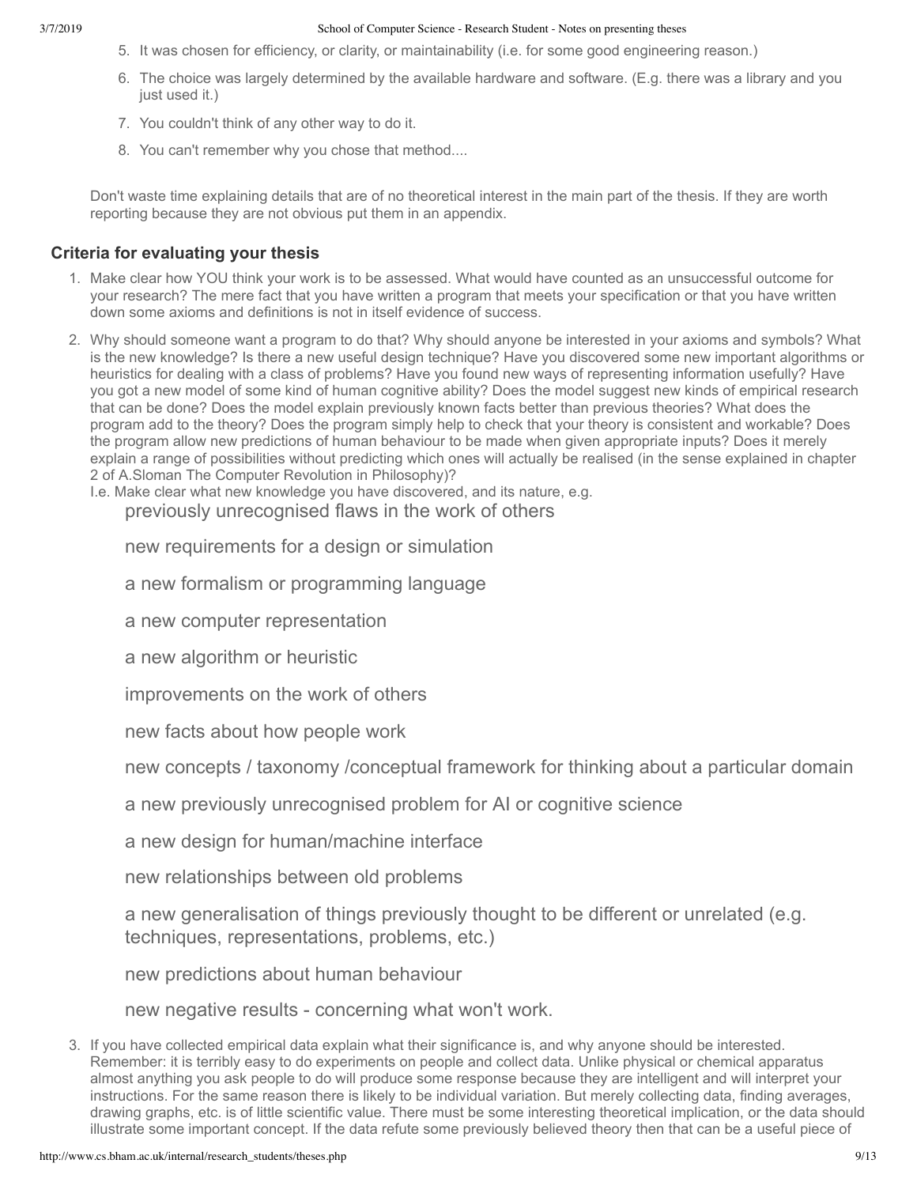5. It was chosen for efficiency, or clarity, or maintainability (i.e. for some good engineering reason.)
6. The choice was largely determined by the available hardware and software. (E.g. there was a library and you just used it.)
7. You couldn't think of any other way to do it.
8. You can't remember why you chose that method....

Don't waste time explaining details that are of no theoretical interest in the main part of the thesis. If they are worth reporting because they are not obvious put them in an appendix.

### Criteria for evaluating your thesis

1. Make clear how YOU think your work is to be assessed. What would have counted as an unsuccessful outcome for your research? The mere fact that you have written a program that meets your specification or that you have written down some axioms and definitions is not in itself evidence of success.
2. Why should someone want a program to do that? Why should anyone be interested in your axioms and symbols? What is the new knowledge? Is there a new useful design technique? Have you discovered some new important algorithms or heuristics for dealing with a class of problems? Have you found new ways of representing information usefully? Have you got a new model of some kind of human cognitive ability? Does the model suggest new kinds of empirical research that can be done? Does the model explain previously known facts better than previous theories? What does the program add to the theory? Does the program simply help to check that your theory is consistent and workable? Does the program allow new predictions of human behaviour to be made when given appropriate inputs? Does it merely explain a range of possibilities without predicting which ones will actually be realised (in the sense explained in chapter 2 of A.Sloman The Computer Revolution in Philosophy)?
   I.e. Make clear what new knowledge you have discovered, and its nature, e.g.

   previously unrecognised flaws in the work of others

   new requirements for a design or simulation

   a new formalism or programming language

   a new computer representation

   a new algorithm or heuristic

   improvements on the work of others

   new facts about how people work

   new concepts / taxonomy /conceptual framework for thinking about a particular domain

   a new previously unrecognised problem for AI or cognitive science

   a new design for human/machine interface

   new relationships between old problems

   a new generalisation of things previously thought to be different or unrelated (e.g. techniques, representations, problems, etc.)

   new predictions about human behaviour

   new negative results - concerning what won't work.
3. If you have collected empirical data explain what their significance is, and why anyone should be interested. Remember: it is terribly easy to do experiments on people and collect data. Unlike physical or chemical apparatus almost anything you ask people to do will produce some response because they are intelligent and will interpret your instructions. For the same reason there is likely to be individual variation. But merely collecting data, finding averages, drawing graphs, etc. is of little scientific value. There must be some interesting theoretical implication, or the data should illustrate some important concept. If the data refute some previously believed theory then that can be a useful piece of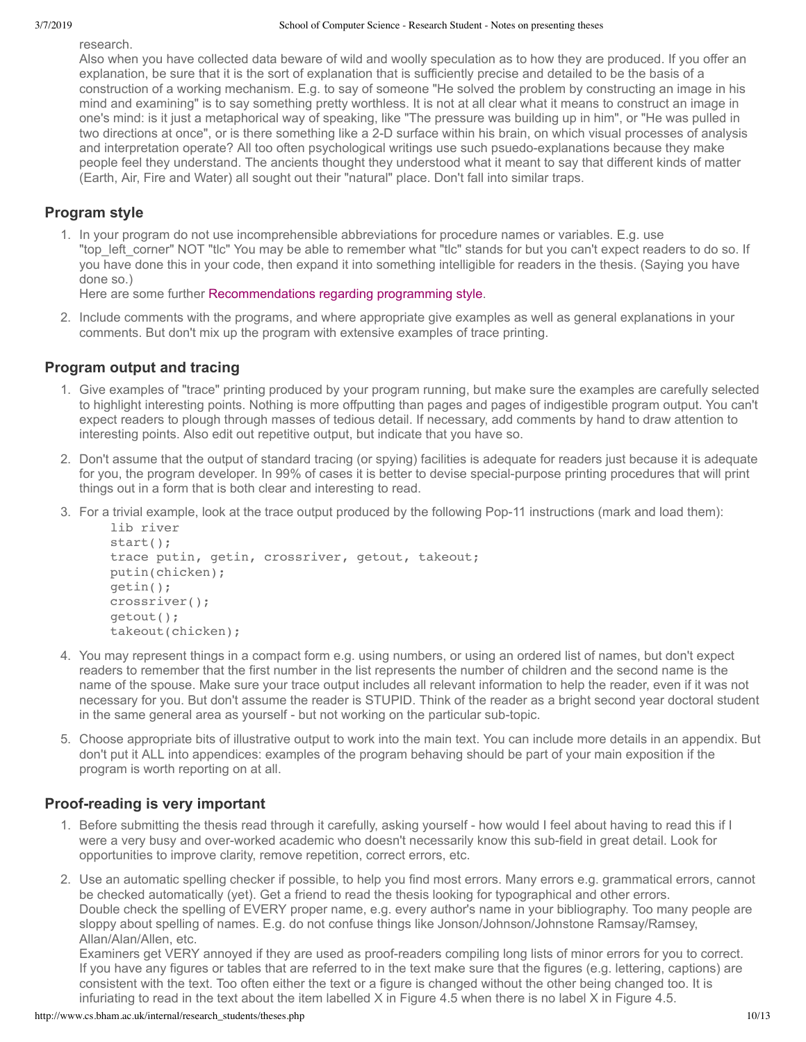research.

Also when you have collected data beware of wild and woolly speculation as to how they are produced. If you offer an explanation, be sure that it is the sort of explanation that is sufficiently precise and detailed to be the basis of a construction of a working mechanism. E.g. to say of someone "He solved the problem by constructing an image in his mind and examining" is to say something pretty worthless. It is not at all clear what it means to construct an image in one's mind: is it just a metaphorical way of speaking, like "The pressure was building up in him", or "He was pulled in two directions at once", or is there something like a 2-D surface within his brain, on which visual processes of analysis and interpretation operate? All too often psychological writings use such psuedo-explanations because they make people feel they understand. The ancients thought they understood what it meant to say that different kinds of matter (Earth, Air, Fire and Water) all sought out their "natural" place. Don't fall into similar traps.

## Program style

1. In your program do not use incomprehensible abbreviations for procedure names or variables. E.g. use "top_left_corner" NOT "tlc" You may be able to remember what "tlc" stands for but you can't expect readers to do so. If you have done this in your code, then expand it into something intelligible for readers in the thesis. (Saying you have done so.)
   Here are some further Recommendations regarding programming style.
2. Include comments with the programs, and where appropriate give examples as well as general explanations in your comments. But don't mix up the program with extensive examples of trace printing.

## Program output and tracing

1. Give examples of "trace" printing produced by your program running, but make sure the examples are carefully selected to highlight interesting points. Nothing is more offputting than pages and pages of indigestible program output. You can't expect readers to plough through masses of tedious detail. If necessary, add comments by hand to draw attention to interesting points. Also edit out repetitive output, but indicate that you have so.
2. Don't assume that the output of standard tracing (or spying) facilities is adequate for readers just because it is adequate for you, the program developer. In 99% of cases it is better to devise special-purpose printing procedures that will print things out in a form that is both clear and interesting to read.
3. For a trivial example, look at the trace output produced by the following Pop-11 instructions (mark and load them):

```
lib river
start();
trace putin, getin, crossriver, getout, takeout;
putin(chicken);
getin();
crossriver();
getout();
takeout(chicken);
```

4. You may represent things in a compact form e.g. using numbers, or using an ordered list of names, but don't expect readers to remember that the first number in the list represents the number of children and the second name is the name of the spouse. Make sure your trace output includes all relevant information to help the reader, even if it was not necessary for you. But don't assume the reader is STUPID. Think of the reader as a bright second year doctoral student in the same general area as yourself - but not working on the particular sub-topic.
5. Choose appropriate bits of illustrative output to work into the main text. You can include more details in an appendix. But don't put it ALL into appendices: examples of the program behaving should be part of your main exposition if the program is worth reporting on at all.

## Proof-reading is very important

1. Before submitting the thesis read through it carefully, asking yourself - how would I feel about having to read this if I were a very busy and over-worked academic who doesn't necessarily know this sub-field in great detail. Look for opportunities to improve clarity, remove repetition, correct errors, etc.
2. Use an automatic spelling checker if possible, to help you find most errors. Many errors e.g. grammatical errors, cannot be checked automatically (yet). Get a friend to read the thesis looking for typographical and other errors.
   Double check the spelling of EVERY proper name, e.g. every author's name in your bibliography. Too many people are sloppy about spelling of names. E.g. do not confuse things like Jonson/Johnson/Johnstone Ramsay/Ramsey, Allan/Alan/Allen, etc.
   Examiners get VERY annoyed if they are used as proof-readers compiling long lists of minor errors for you to correct. If you have any figures or tables that are referred to in the text make sure that the figures (e.g. lettering, captions) are consistent with the text. Too often either the text or a figure is changed without the other being changed too. It is infuriating to read in the text about the item labelled X in Figure 4.5 when there is no label X in Figure 4.5.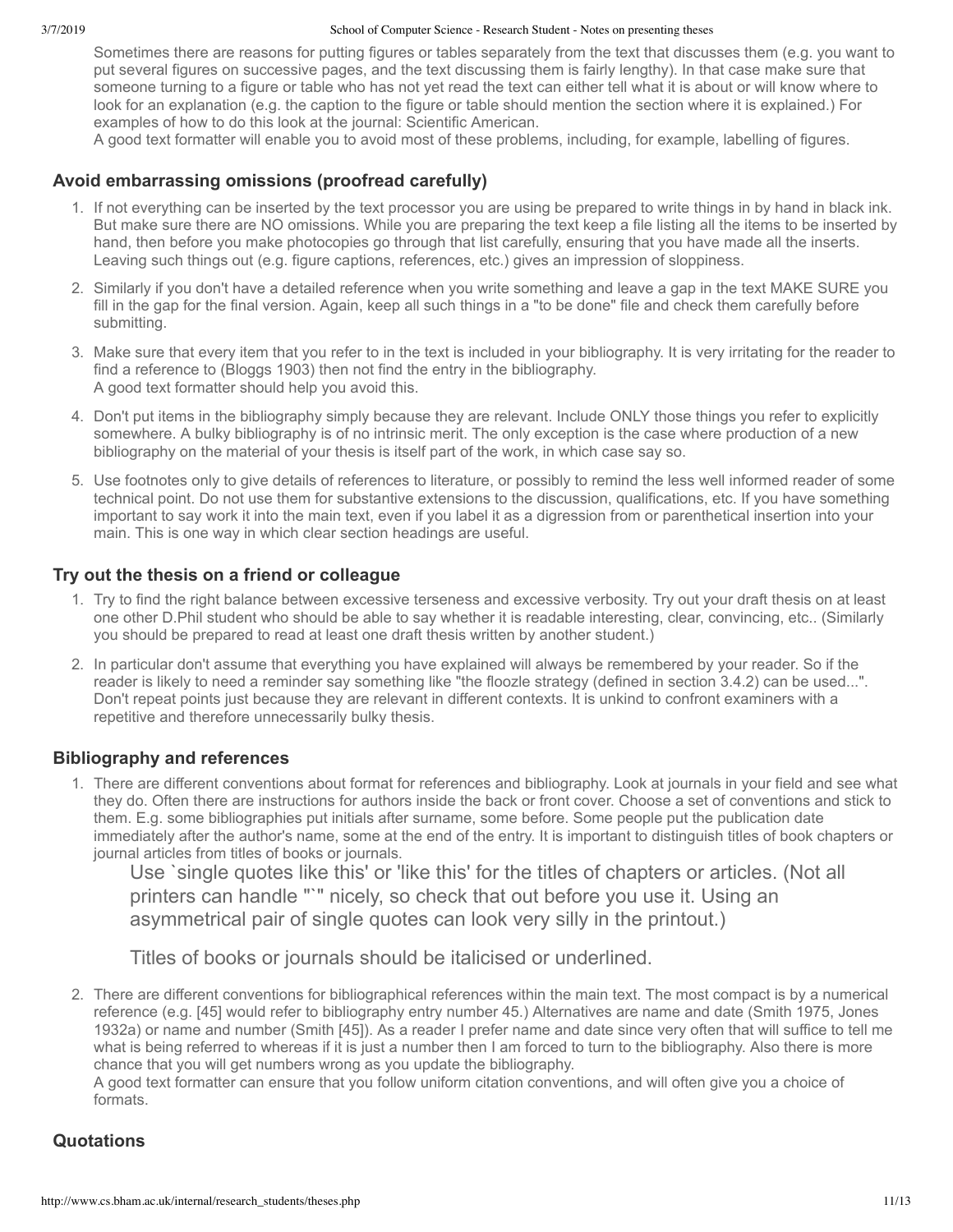Sometimes there are reasons for putting figures or tables separately from the text that discusses them (e.g. you want to put several figures on successive pages, and the text discussing them is fairly lengthy). In that case make sure that someone turning to a figure or table who has not yet read the text can either tell what it is about or will know where to look for an explanation (e.g. the caption to the figure or table should mention the section where it is explained.) For examples of how to do this look at the journal: Scientific American.

A good text formatter will enable you to avoid most of these problems, including, for example, labelling of figures.

### Avoid embarrassing omissions (proofread carefully)

1. If not everything can be inserted by the text processor you are using be prepared to write things in by hand in black ink. But make sure there are NO omissions. While you are preparing the text keep a file listing all the items to be inserted by hand, then before you make photocopies go through that list carefully, ensuring that you have made all the inserts. Leaving such things out (e.g. figure captions, references, etc.) gives an impression of sloppiness.
2. Similarly if you don't have a detailed reference when you write something and leave a gap in the text MAKE SURE you fill in the gap for the final version. Again, keep all such things in a "to be done" file and check them carefully before submitting.
3. Make sure that every item that you refer to in the text is included in your bibliography. It is very irritating for the reader to find a reference to (Bloggs 1903) then not find the entry in the bibliography.
   A good text formatter should help you avoid this.
4. Don't put items in the bibliography simply because they are relevant. Include ONLY those things you refer to explicitly somewhere. A bulky bibliography is of no intrinsic merit. The only exception is the case where production of a new bibliography on the material of your thesis is itself part of the work, in which case say so.
5. Use footnotes only to give details of references to literature, or possibly to remind the less well informed reader of some technical point. Do not use them for substantive extensions to the discussion, qualifications, etc. If you have something important to say work it into the main text, even if you label it as a digression from or parenthetical insertion into your main. This is one way in which clear section headings are useful.

### Try out the thesis on a friend or colleague

1. Try to find the right balance between excessive terseness and excessive verbosity. Try out your draft thesis on at least one other D.Phil student who should be able to say whether it is readable interesting, clear, convincing, etc.. (Similarly you should be prepared to read at least one draft thesis written by another student.)
2. In particular don't assume that everything you have explained will always be remembered by your reader. So if the reader is likely to need a reminder say something like "the floozle strategy (defined in section 3.4.2) can be used...". Don't repeat points just because they are relevant in different contexts. It is unkind to confront examiners with a repetitive and therefore unnecessarily bulky thesis.

### Bibliography and references

1. There are different conventions about format for references and bibliography. Look at journals in your field and see what they do. Often there are instructions for authors inside the back or front cover. Choose a set of conventions and stick to them. E.g. some bibliographies put initials after surname, some before. Some people put the publication date immediately after the author's name, some at the end of the entry. It is important to distinguish titles of book chapters or journal articles from titles of books or journals.

   > Use `single quotes like this' or 'like this' for the titles of chapters or articles. (Not all printers can handle "`" nicely, so check that out before you use it. Using an asymmetrical pair of single quotes can look very silly in the printout.)
   >
   > Titles of books or journals should be italicised or underlined.

2. There are different conventions for bibliographical references within the main text. The most compact is by a numerical reference (e.g. [45] would refer to bibliography entry number 45.) Alternatives are name and date (Smith 1975, Jones 1932a) or name and number (Smith [45]). As a reader I prefer name and date since very often that will suffice to tell me what is being referred to whereas if it is just a number then I am forced to turn to the bibliography. Also there is more chance that you will get numbers wrong as you update the bibliography.
   A good text formatter can ensure that you follow uniform citation conventions, and will often give you a choice of formats.

### Quotations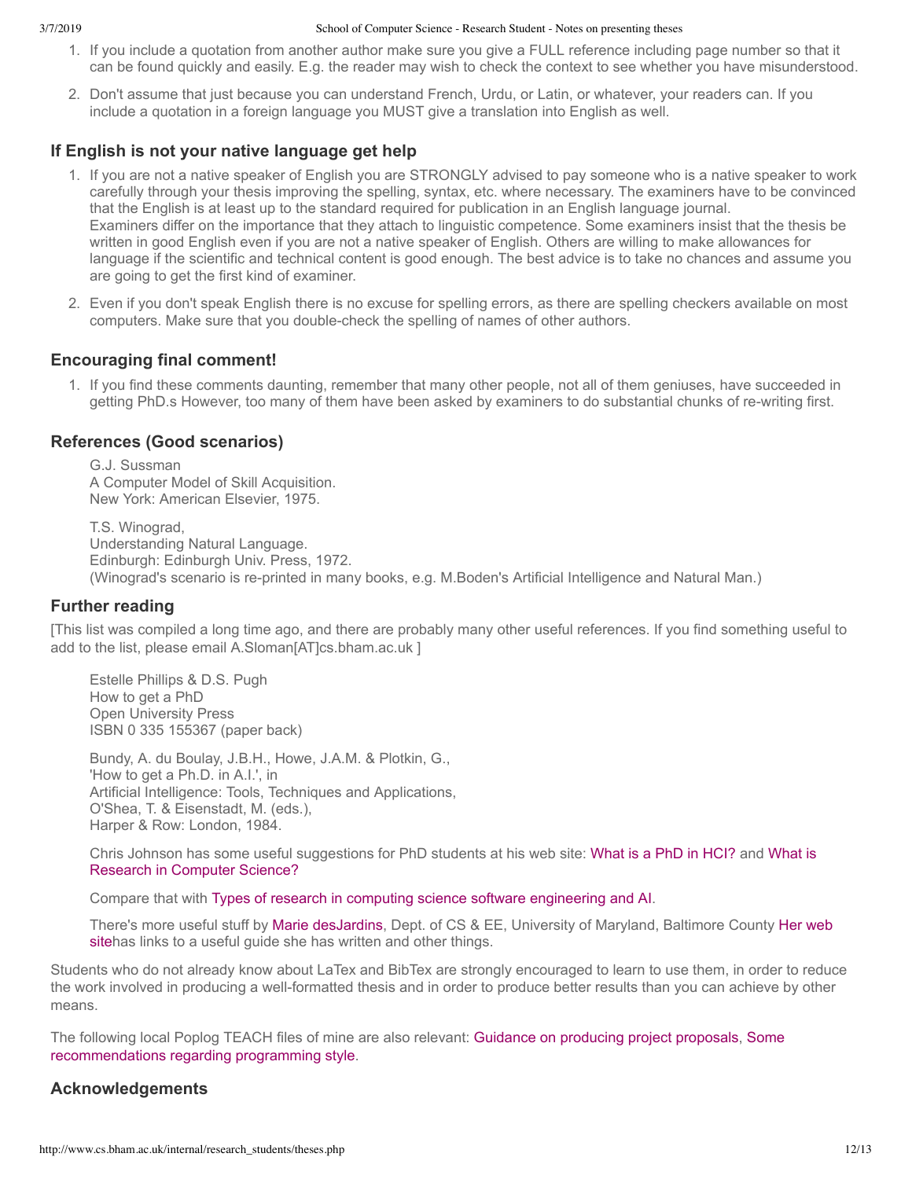1. If you include a quotation from another author make sure you give a FULL reference including page number so that it can be found quickly and easily. E.g. the reader may wish to check the context to see whether you have misunderstood.

2. Don't assume that just because you can understand French, Urdu, or Latin, or whatever, your readers can. If you include a quotation in a foreign language you MUST give a translation into English as well.

## If English is not your native language get help

1. If you are not a native speaker of English you are STRONGLY advised to pay someone who is a native speaker to work carefully through your thesis improving the spelling, syntax, etc. where necessary. The examiners have to be convinced that the English is at least up to the standard required for publication in an English language journal.
   Examiners differ on the importance that they attach to linguistic competence. Some examiners insist that the thesis be written in good English even if you are not a native speaker of English. Others are willing to make allowances for language if the scientific and technical content is good enough. The best advice is to take no chances and assume you are going to get the first kind of examiner.

2. Even if you don't speak English there is no excuse for spelling errors, as there are spelling checkers available on most computers. Make sure that you double-check the spelling of names of other authors.

## Encouraging final comment!

1. If you find these comments daunting, remember that many other people, not all of them geniuses, have succeeded in getting PhD.s However, too many of them have been asked by examiners to do substantial chunks of re-writing first.

## References (Good scenarios)

G.J. Sussman
A Computer Model of Skill Acquisition.
New York: American Elsevier, 1975.

T.S. Winograd,
Understanding Natural Language.
Edinburgh: Edinburgh Univ. Press, 1972.
(Winograd's scenario is re-printed in many books, e.g. M.Boden's Artificial Intelligence and Natural Man.)

## Further reading

[This list was compiled a long time ago, and there are probably many other useful references. If you find something useful to add to the list, please email A.Sloman[AT]cs.bham.ac.uk ]

Estelle Phillips & D.S. Pugh
How to get a PhD
Open University Press
ISBN 0 335 155367 (paper back)

Bundy, A. du Boulay, J.B.H., Howe, J.A.M. & Plotkin, G.,
'How to get a Ph.D. in A.I.', in
Artificial Intelligence: Tools, Techniques and Applications,
O'Shea, T. & Eisenstadt, M. (eds.),
Harper & Row: London, 1984.

Chris Johnson has some useful suggestions for PhD students at his web site: What is a PhD in HCI? and What is Research in Computer Science?

Compare that with Types of research in computing science software engineering and AI.

There's more useful stuff by Marie desJardins, Dept. of CS & EE, University of Maryland, Baltimore County Her web sitehas links to a useful guide she has written and other things.

Students who do not already know about LaTex and BibTex are strongly encouraged to learn to use them, in order to reduce the work involved in producing a well-formatted thesis and in order to produce better results than you can achieve by other means.

The following local Poplog TEACH files of mine are also relevant: Guidance on producing project proposals, Some recommendations regarding programming style.

## Acknowledgements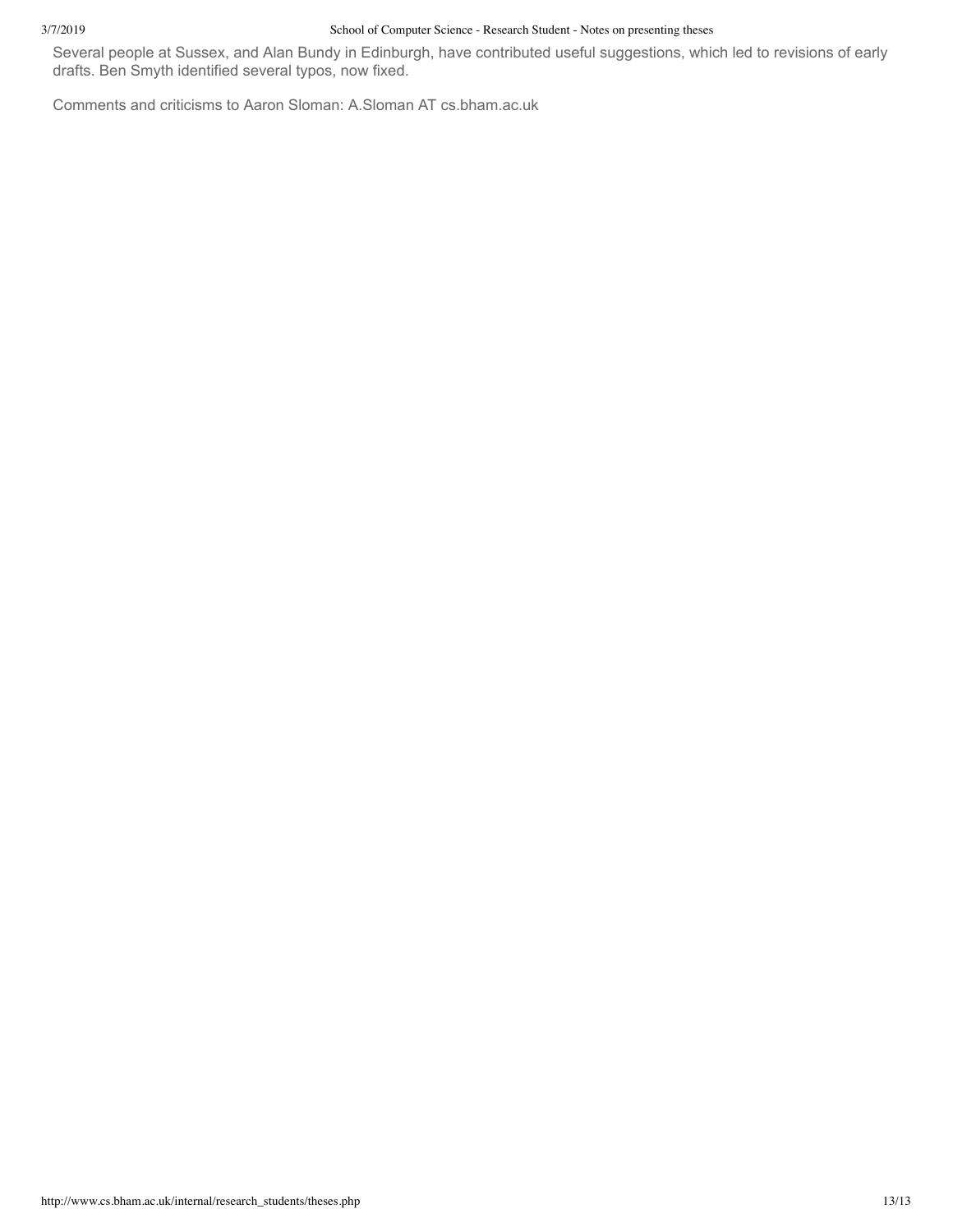Several people at Sussex, and Alan Bundy in Edinburgh, have contributed useful suggestions, which led to revisions of early drafts. Ben Smyth identified several typos, now fixed.

Comments and criticisms to Aaron Sloman: A.Sloman AT cs.bham.ac.uk